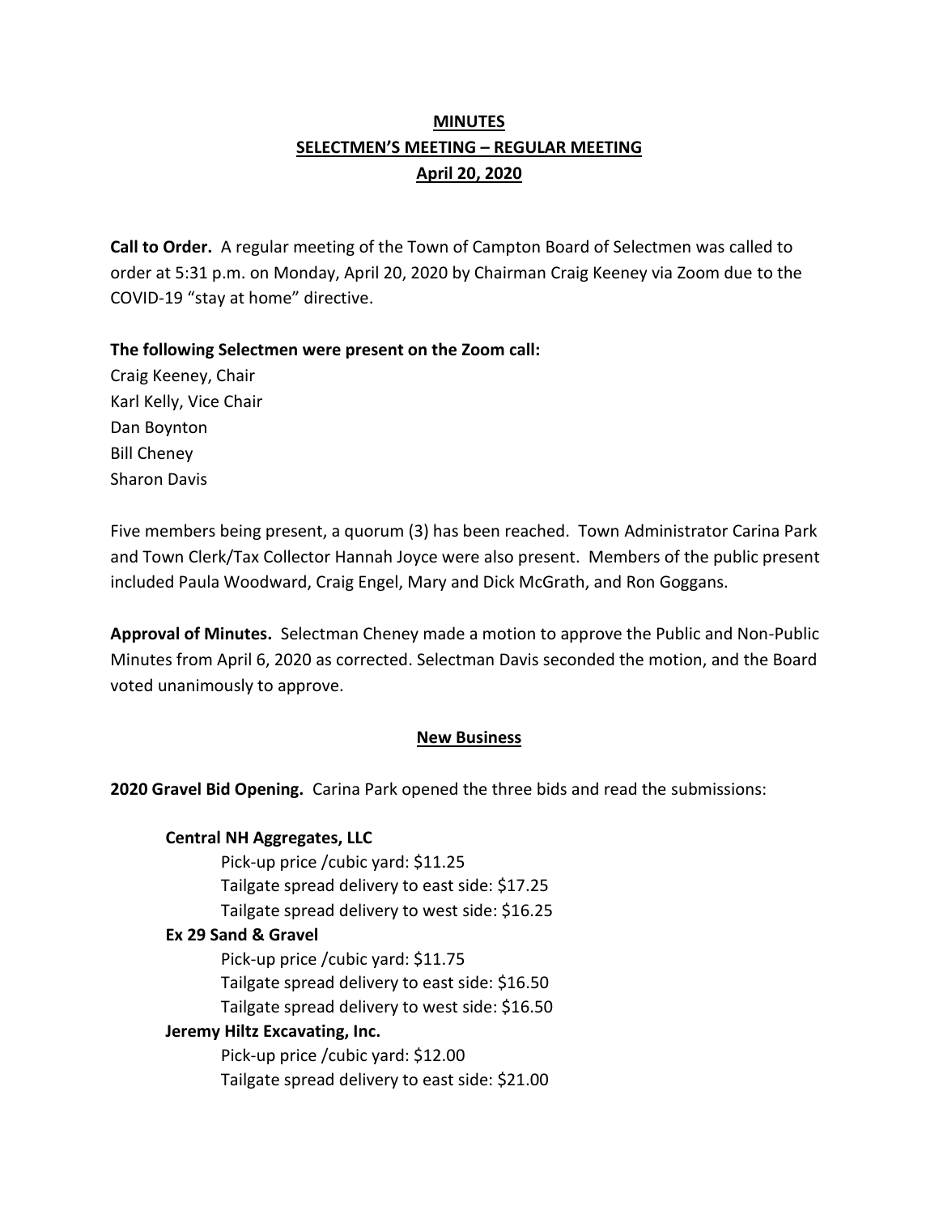# MINUTES
## SELECTMEN'S MEETING – REGULAR MEETING
## April 20, 2020

**Call to Order.** A regular meeting of the Town of Campton Board of Selectmen was called to order at 5:31 p.m. on Monday, April 20, 2020 by Chairman Craig Keeney via Zoom due to the COVID-19 "stay at home" directive.

**The following Selectmen were present on the Zoom call:**

Craig Keeney, Chair
Karl Kelly, Vice Chair
Dan Boynton
Bill Cheney
Sharon Davis

Five members being present, a quorum (3) has been reached. Town Administrator Carina Park and Town Clerk/Tax Collector Hannah Joyce were also present. Members of the public present included Paula Woodward, Craig Engel, Mary and Dick McGrath, and Ron Goggans.

**Approval of Minutes.** Selectman Cheney made a motion to approve the Public and Non-Public Minutes from April 6, 2020 as corrected. Selectman Davis seconded the motion, and the Board voted unanimously to approve.

## New Business

**2020 Gravel Bid Opening.** Carina Park opened the three bids and read the submissions:

**Central NH Aggregates, LLC**
- Pick-up price /cubic yard: $11.25
- Tailgate spread delivery to east side: $17.25
- Tailgate spread delivery to west side: $16.25

**Ex 29 Sand & Gravel**
- Pick-up price /cubic yard: $11.75
- Tailgate spread delivery to east side: $16.50
- Tailgate spread delivery to west side: $16.50

**Jeremy Hiltz Excavating, Inc.**
- Pick-up price /cubic yard: $12.00
- Tailgate spread delivery to east side: $21.00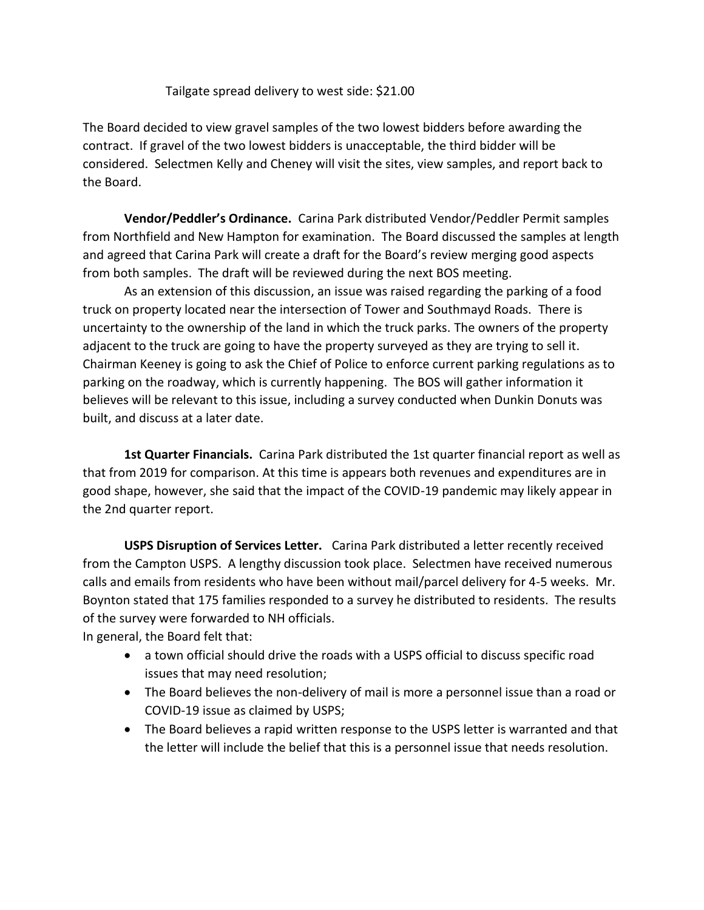Tailgate spread delivery to west side: $21.00

The Board decided to view gravel samples of the two lowest bidders before awarding the contract. If gravel of the two lowest bidders is unacceptable, the third bidder will be considered. Selectmen Kelly and Cheney will visit the sites, view samples, and report back to the Board.

**Vendor/Peddler's Ordinance.** Carina Park distributed Vendor/Peddler Permit samples from Northfield and New Hampton for examination. The Board discussed the samples at length and agreed that Carina Park will create a draft for the Board's review merging good aspects from both samples. The draft will be reviewed during the next BOS meeting.

As an extension of this discussion, an issue was raised regarding the parking of a food truck on property located near the intersection of Tower and Southmayd Roads. There is uncertainty to the ownership of the land in which the truck parks. The owners of the property adjacent to the truck are going to have the property surveyed as they are trying to sell it. Chairman Keeney is going to ask the Chief of Police to enforce current parking regulations as to parking on the roadway, which is currently happening. The BOS will gather information it believes will be relevant to this issue, including a survey conducted when Dunkin Donuts was built, and discuss at a later date.

**1st Quarter Financials.** Carina Park distributed the 1st quarter financial report as well as that from 2019 for comparison. At this time is appears both revenues and expenditures are in good shape, however, she said that the impact of the COVID-19 pandemic may likely appear in the 2nd quarter report.

**USPS Disruption of Services Letter.** Carina Park distributed a letter recently received from the Campton USPS. A lengthy discussion took place. Selectmen have received numerous calls and emails from residents who have been without mail/parcel delivery for 4-5 weeks. Mr. Boynton stated that 175 families responded to a survey he distributed to residents. The results of the survey were forwarded to NH officials.

In general, the Board felt that:

- a town official should drive the roads with a USPS official to discuss specific road issues that may need resolution;
- The Board believes the non-delivery of mail is more a personnel issue than a road or COVID-19 issue as claimed by USPS;
- The Board believes a rapid written response to the USPS letter is warranted and that the letter will include the belief that this is a personnel issue that needs resolution.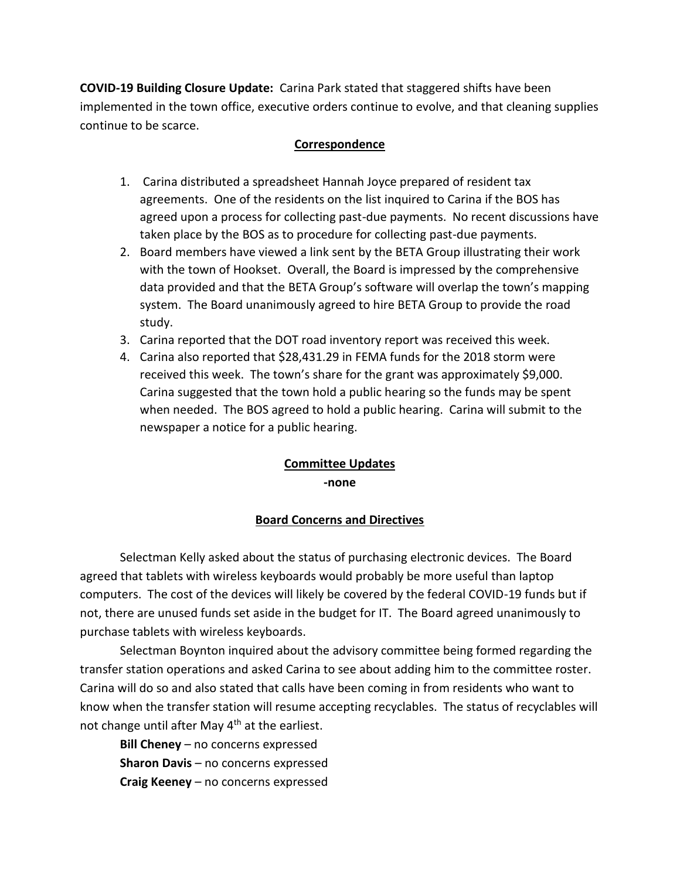**COVID-19 Building Closure Update:** Carina Park stated that staggered shifts have been implemented in the town office, executive orders continue to evolve, and that cleaning supplies continue to be scarce.

## Correspondence

1. Carina distributed a spreadsheet Hannah Joyce prepared of resident tax agreements. One of the residents on the list inquired to Carina if the BOS has agreed upon a process for collecting past-due payments. No recent discussions have taken place by the BOS as to procedure for collecting past-due payments.
2. Board members have viewed a link sent by the BETA Group illustrating their work with the town of Hookset. Overall, the Board is impressed by the comprehensive data provided and that the BETA Group's software will overlap the town's mapping system. The Board unanimously agreed to hire BETA Group to provide the road study.
3. Carina reported that the DOT road inventory report was received this week.
4. Carina also reported that $28,431.29 in FEMA funds for the 2018 storm were received this week. The town's share for the grant was approximately $9,000. Carina suggested that the town hold a public hearing so the funds may be spent when needed. The BOS agreed to hold a public hearing. Carina will submit to the newspaper a notice for a public hearing.

## Committee Updates

**-none**

## Board Concerns and Directives

Selectman Kelly asked about the status of purchasing electronic devices. The Board agreed that tablets with wireless keyboards would probably be more useful than laptop computers. The cost of the devices will likely be covered by the federal COVID-19 funds but if not, there are unused funds set aside in the budget for IT. The Board agreed unanimously to purchase tablets with wireless keyboards.

Selectman Boynton inquired about the advisory committee being formed regarding the transfer station operations and asked Carina to see about adding him to the committee roster. Carina will do so and also stated that calls have been coming in from residents who want to know when the transfer station will resume accepting recyclables. The status of recyclables will not change until after May 4th at the earliest.

**Bill Cheney** – no concerns expressed

**Sharon Davis** – no concerns expressed

**Craig Keeney** – no concerns expressed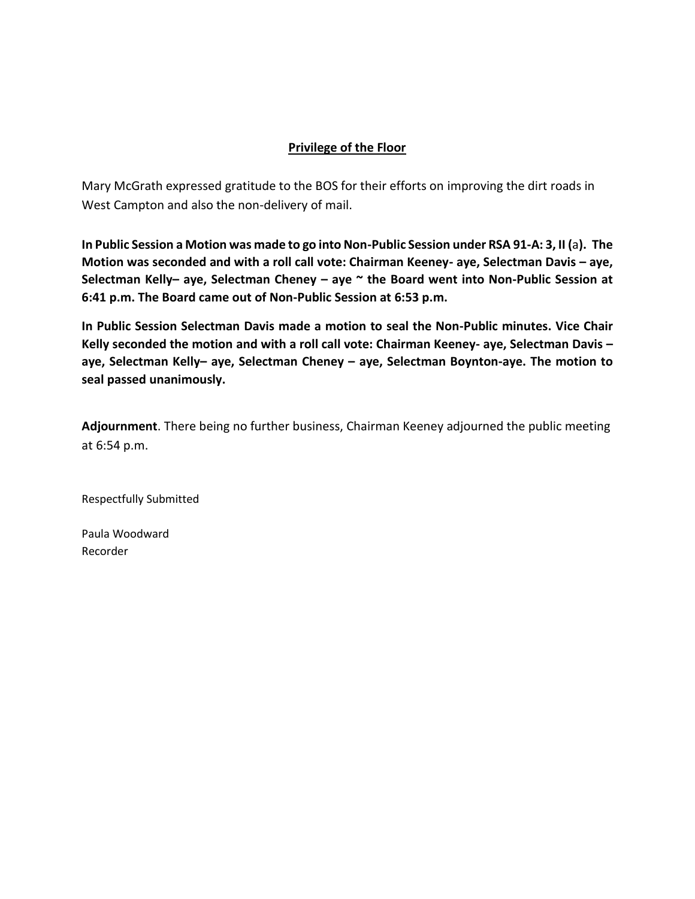## Privilege of the Floor

Mary McGrath expressed gratitude to the BOS for their efforts on improving the dirt roads in West Campton and also the non-delivery of mail.

**In Public Session a Motion was made to go into Non-Public Session under RSA 91-A: 3, II (a). The Motion was seconded and with a roll call vote: Chairman Keeney- aye, Selectman Davis – aye, Selectman Kelly– aye, Selectman Cheney – aye ~ the Board went into Non-Public Session at 6:41 p.m. The Board came out of Non-Public Session at 6:53 p.m.**

**In Public Session Selectman Davis made a motion to seal the Non-Public minutes. Vice Chair Kelly seconded the motion and with a roll call vote: Chairman Keeney- aye, Selectman Davis – aye, Selectman Kelly– aye, Selectman Cheney – aye, Selectman Boynton-aye. The motion to seal passed unanimously.**

**Adjournment**. There being no further business, Chairman Keeney adjourned the public meeting at 6:54 p.m.

Respectfully Submitted

Paula Woodward
Recorder